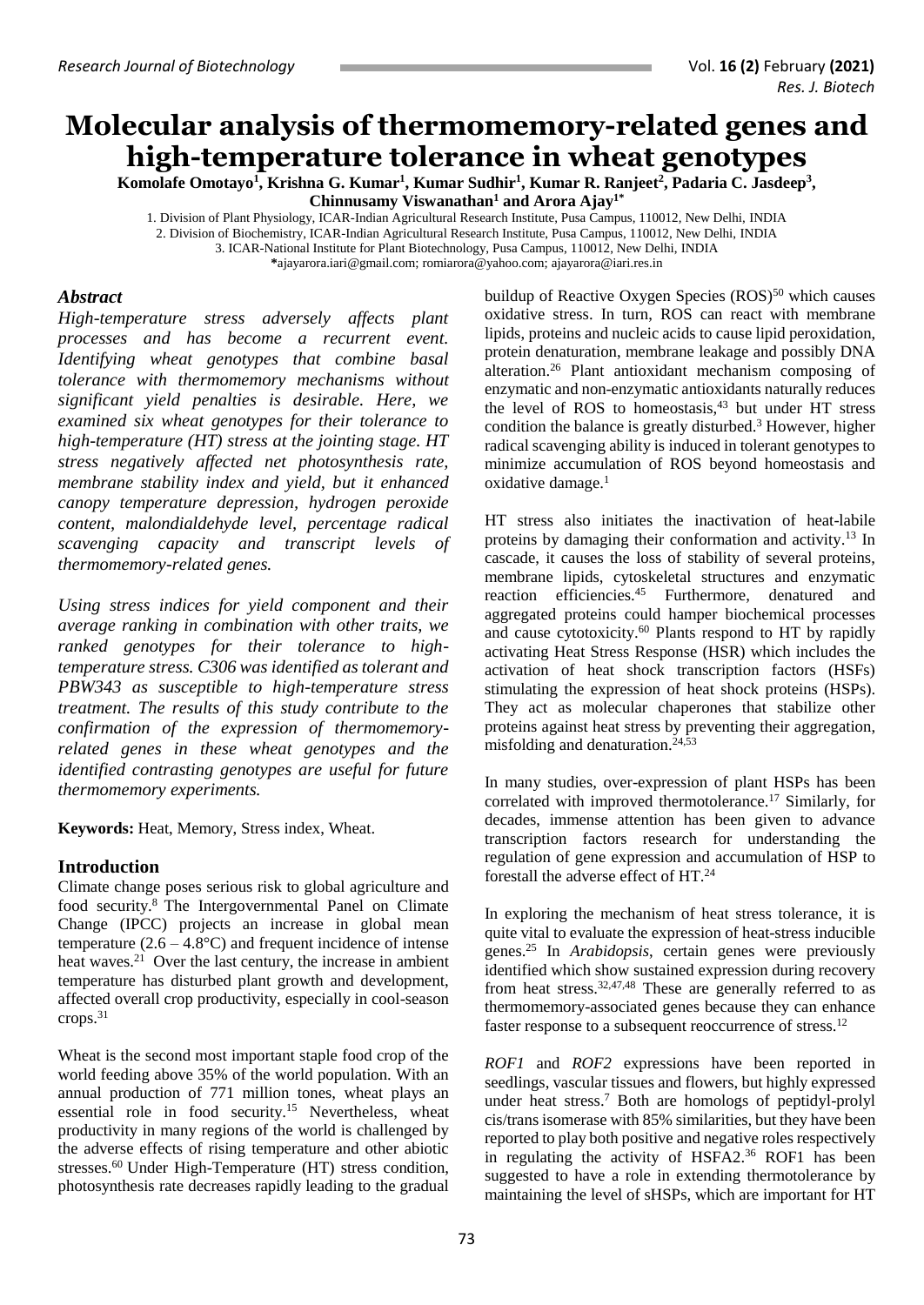# Molecular analysis of thermomemory-related genes and high-temperature tolerance in wheat genotypes

**Komolafe Omotayo[1], Krishna G. Kumar[1], Kumar Sudhir[1], Kumar R. Ranjeet[2], Padaria C. Jasdeep[3], Chinnusamy Viswanathan[1] and Arora Ajay[1*]**

1. Division of Plant Physiology, ICAR-Indian Agricultural Research Institute, Pusa Campus, 110012, New Delhi, INDIA
2. Division of Biochemistry, ICAR-Indian Agricultural Research Institute, Pusa Campus, 110012, New Delhi, INDIA
3. ICAR-National Institute for Plant Biotechnology, Pusa Campus, 110012, New Delhi, INDIA

*ajayarora.iari@gmail.com; romiarora@yahoo.com; ajayarora@iari.res.in

## Abstract

*High-temperature stress adversely affects plant processes and has become a recurrent event. Identifying wheat genotypes that combine basal tolerance with thermomemory mechanisms without significant yield penalties is desirable. Here, we examined six wheat genotypes for their tolerance to high-temperature (HT) stress at the jointing stage. HT stress negatively affected net photosynthesis rate, membrane stability index and yield, but it enhanced canopy temperature depression, hydrogen peroxide content, malondialdehyde level, percentage radical scavenging capacity and transcript levels of thermomemory-related genes.*

*Using stress indices for yield component and their average ranking in combination with other traits, we ranked genotypes for their tolerance to high-temperature stress. C306 was identified as tolerant and PBW343 as susceptible to high-temperature stress treatment. The results of this study contribute to the confirmation of the expression of thermomemory-related genes in these wheat genotypes and the identified contrasting genotypes are useful for future thermomemory experiments.*

**Keywords:** Heat, Memory, Stress index, Wheat.

## Introduction

Climate change poses serious risk to global agriculture and food security.[8] The Intergovernmental Panel on Climate Change (IPCC) projects an increase in global mean temperature (2.6 – 4.8°C) and frequent incidence of intense heat waves.[21] Over the last century, the increase in ambient temperature has disturbed plant growth and development, affected overall crop productivity, especially in cool-season crops.[31]

Wheat is the second most important staple food crop of the world feeding above 35% of the world population. With an annual production of 771 million tones, wheat plays an essential role in food security.[15] Nevertheless, wheat productivity in many regions of the world is challenged by the adverse effects of rising temperature and other abiotic stresses.[60] Under High-Temperature (HT) stress condition, photosynthesis rate decreases rapidly leading to the gradual buildup of Reactive Oxygen Species (ROS)[50] which causes oxidative stress. In turn, ROS can react with membrane lipids, proteins and nucleic acids to cause lipid peroxidation, protein denaturation, membrane leakage and possibly DNA alteration.[26] Plant antioxidant mechanism composing of enzymatic and non-enzymatic antioxidants naturally reduces the level of ROS to homeostasis,[43] but under HT stress condition the balance is greatly disturbed.[3] However, higher radical scavenging ability is induced in tolerant genotypes to minimize accumulation of ROS beyond homeostasis and oxidative damage.[1]

HT stress also initiates the inactivation of heat-labile proteins by damaging their conformation and activity.[13] In cascade, it causes the loss of stability of several proteins, membrane lipids, cytoskeletal structures and enzymatic reaction efficiencies.[45] Furthermore, denatured and aggregated proteins could hamper biochemical processes and cause cytotoxicity.[60] Plants respond to HT by rapidly activating Heat Stress Response (HSR) which includes the activation of heat shock transcription factors (HSFs) stimulating the expression of heat shock proteins (HSPs). They act as molecular chaperones that stabilize other proteins against heat stress by preventing their aggregation, misfolding and denaturation.[24,53]

In many studies, over-expression of plant HSPs has been correlated with improved thermotolerance.[17] Similarly, for decades, immense attention has been given to advance transcription factors research for understanding the regulation of gene expression and accumulation of HSP to forestall the adverse effect of HT.[24]

In exploring the mechanism of heat stress tolerance, it is quite vital to evaluate the expression of heat-stress inducible genes.[25] In *Arabidopsis*, certain genes were previously identified which show sustained expression during recovery from heat stress.[32,47,48] These are generally referred to as thermomemory-associated genes because they can enhance faster response to a subsequent reoccurrence of stress.[12]

*ROF1* and *ROF2* expressions have been reported in seedlings, vascular tissues and flowers, but highly expressed under heat stress.[7] Both are homologs of peptidyl-prolyl cis/trans isomerase with 85% similarities, but they have been reported to play both positive and negative roles respectively in regulating the activity of HSFA2.[36] ROF1 has been suggested to have a role in extending thermotolerance by maintaining the level of sHSPs, which are important for HT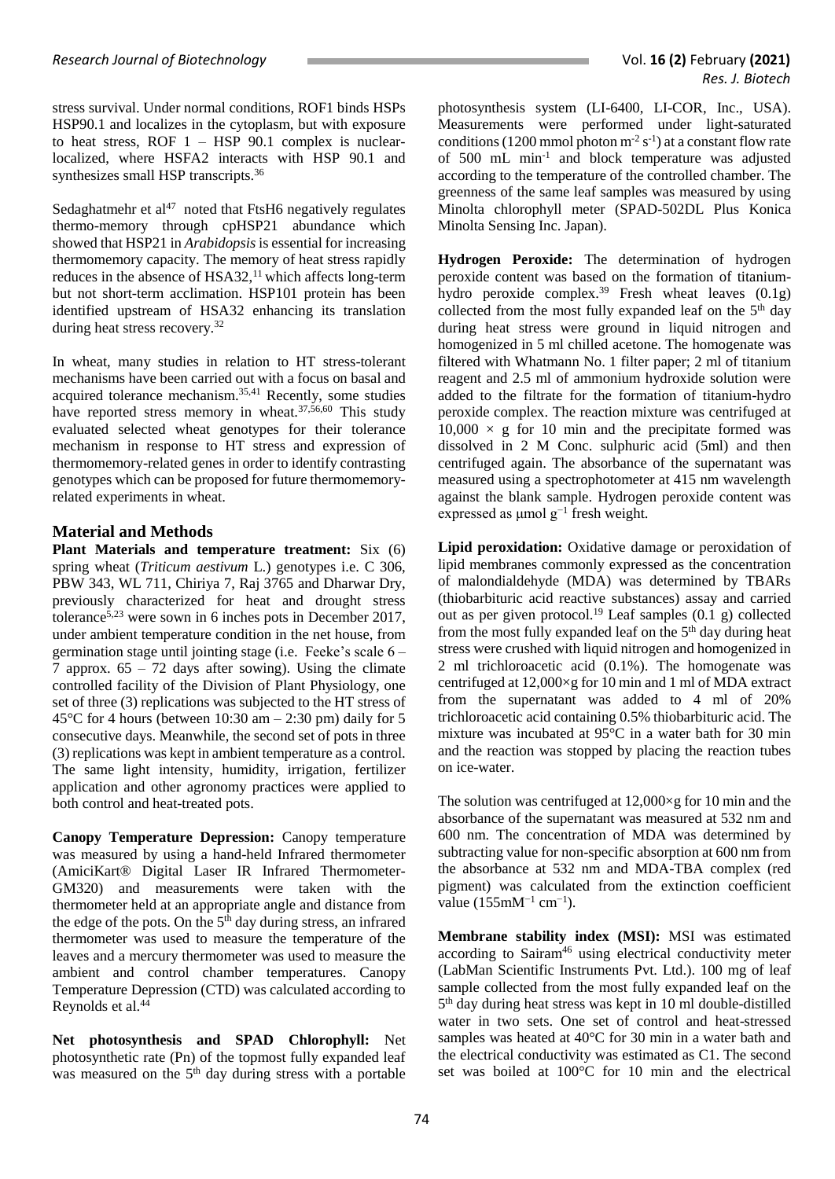stress survival. Under normal conditions, ROF1 binds HSPs HSP90.1 and localizes in the cytoplasm, but with exposure to heat stress, ROF 1 – HSP 90.1 complex is nuclear-localized, where HSFA2 interacts with HSP 90.1 and synthesizes small HSP transcripts.[36]

Sedaghatmehr et al[47] noted that FtsH6 negatively regulates thermo-memory through cpHSP21 abundance which showed that HSP21 in *Arabidopsis* is essential for increasing thermomemory capacity. The memory of heat stress rapidly reduces in the absence of HSA32,[11] which affects long-term but not short-term acclimation. HSP101 protein has been identified upstream of HSA32 enhancing its translation during heat stress recovery.[32]

In wheat, many studies in relation to HT stress-tolerant mechanisms have been carried out with a focus on basal and acquired tolerance mechanism.[35,41] Recently, some studies have reported stress memory in wheat.[37,56,60] This study evaluated selected wheat genotypes for their tolerance mechanism in response to HT stress and expression of thermomemory-related genes in order to identify contrasting genotypes which can be proposed for future thermomemory-related experiments in wheat.

## Material and Methods

**Plant Materials and temperature treatment:** Six (6) spring wheat (*Triticum aestivum* L.) genotypes i.e. C 306, PBW 343, WL 711, Chiriya 7, Raj 3765 and Dharwar Dry, previously characterized for heat and drought stress tolerance[5,23] were sown in 6 inches pots in December 2017, under ambient temperature condition in the net house, from germination stage until jointing stage (i.e. Feeke's scale 6 – 7 approx. 65 – 72 days after sowing). Using the climate controlled facility of the Division of Plant Physiology, one set of three (3) replications was subjected to the HT stress of 45°C for 4 hours (between 10:30 am – 2:30 pm) daily for 5 consecutive days. Meanwhile, the second set of pots in three (3) replications was kept in ambient temperature as a control. The same light intensity, humidity, irrigation, fertilizer application and other agronomy practices were applied to both control and heat-treated pots.

**Canopy Temperature Depression:** Canopy temperature was measured by using a hand-held Infrared thermometer (AmiciKart® Digital Laser IR Infrared Thermometer-GM320) and measurements were taken with the thermometer held at an appropriate angle and distance from the edge of the pots. On the 5th day during stress, an infrared thermometer was used to measure the temperature of the leaves and a mercury thermometer was used to measure the ambient and control chamber temperatures. Canopy Temperature Depression (CTD) was calculated according to Reynolds et al.[44]

**Net photosynthesis and SPAD Chlorophyll:** Net photosynthetic rate (Pn) of the topmost fully expanded leaf was measured on the 5th day during stress with a portable photosynthesis system (LI-6400, LI-COR, Inc., USA). Measurements were performed under light-saturated conditions (1200 mmol photon $m^{-2}$ $s^{-1}$) at a constant flow rate of 500 mL $min^{-1}$ and block temperature was adjusted according to the temperature of the controlled chamber. The greenness of the same leaf samples was measured by using Minolta chlorophyll meter (SPAD-502DL Plus Konica Minolta Sensing Inc. Japan).

**Hydrogen Peroxide:** The determination of hydrogen peroxide content was based on the formation of titanium-hydro peroxide complex.[39] Fresh wheat leaves (0.1g) collected from the most fully expanded leaf on the 5th day during heat stress were ground in liquid nitrogen and homogenized in 5 ml chilled acetone. The homogenate was filtered with Whatmann No. 1 filter paper; 2 ml of titanium reagent and 2.5 ml of ammonium hydroxide solution were added to the filtrate for the formation of titanium-hydro peroxide complex. The reaction mixture was centrifuged at $10,000 \times g$ for 10 min and the precipitate formed was dissolved in 2 M Conc. sulphuric acid (5ml) and then centrifuged again. The absorbance of the supernatant was measured using a spectrophotometer at 415 nm wavelength against the blank sample. Hydrogen peroxide content was expressed as μmol $g^{-1}$ fresh weight.

**Lipid peroxidation:** Oxidative damage or peroxidation of lipid membranes commonly expressed as the concentration of malondialdehyde (MDA) was determined by TBARs (thiobarbituric acid reactive substances) assay and carried out as per given protocol.[19] Leaf samples (0.1 g) collected from the most fully expanded leaf on the 5th day during heat stress were crushed with liquid nitrogen and homogenized in 2 ml trichloroacetic acid (0.1%). The homogenate was centrifuged at 12,000×g for 10 min and 1 ml of MDA extract from the supernatant was added to 4 ml of 20% trichloroacetic acid containing 0.5% thiobarbituric acid. The mixture was incubated at 95°C in a water bath for 30 min and the reaction was stopped by placing the reaction tubes on ice-water.

The solution was centrifuged at 12,000×g for 10 min and the absorbance of the supernatant was measured at 532 nm and 600 nm. The concentration of MDA was determined by subtracting value for non-specific absorption at 600 nm from the absorbance at 532 nm and MDA-TBA complex (red pigment) was calculated from the extinction coefficient value (155$mM^{-1}$ $cm^{-1}$).

**Membrane stability index (MSI):** MSI was estimated according to Sairam[46] using electrical conductivity meter (LabMan Scientific Instruments Pvt. Ltd.). 100 mg of leaf sample collected from the most fully expanded leaf on the 5th day during heat stress was kept in 10 ml double-distilled water in two sets. One set of control and heat-stressed samples was heated at 40°C for 30 min in a water bath and the electrical conductivity was estimated as C1. The second set was boiled at 100°C for 10 min and the electrical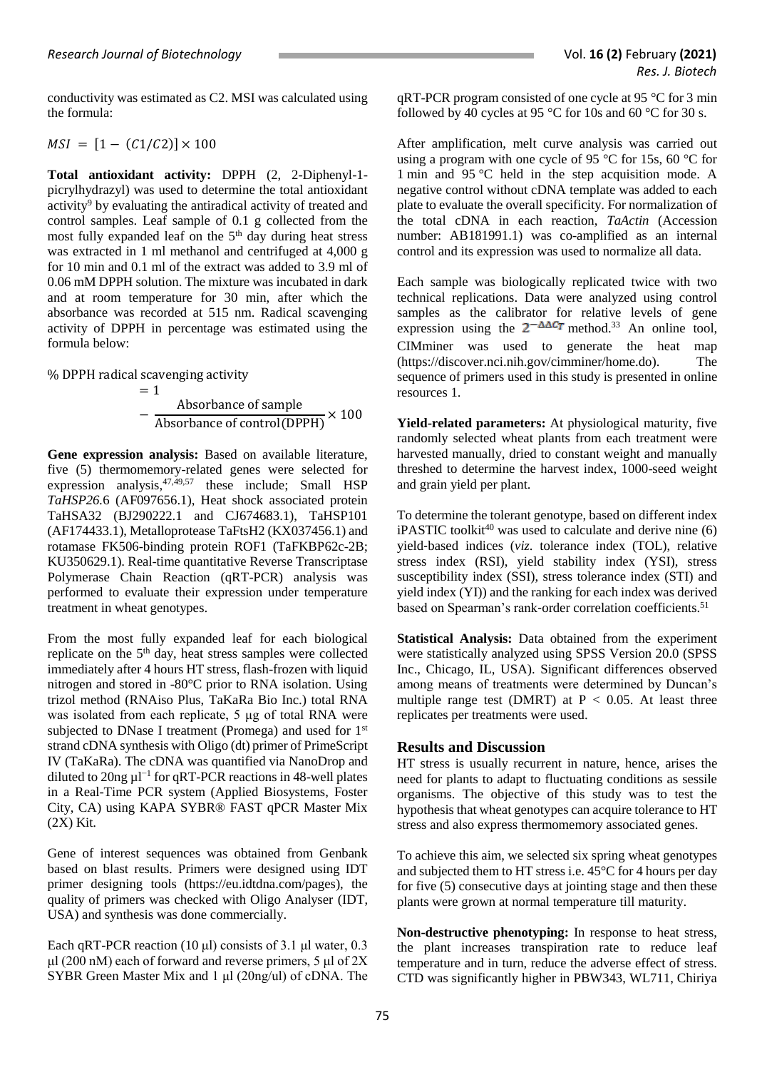conductivity was estimated as C2. MSI was calculated using the formula:

$$MSI = [1 - (C1/C2)] \times 100$$

**Total antioxidant activity:** DPPH (2, 2-Diphenyl-1-picrylhydrazyl) was used to determine the total antioxidant activity[9] by evaluating the antiradical activity of treated and control samples. Leaf sample of 0.1 g collected from the most fully expanded leaf on the 5th day during heat stress was extracted in 1 ml methanol and centrifuged at 4,000 g for 10 min and 0.1 ml of the extract was added to 3.9 ml of 0.06 mM DPPH solution. The mixture was incubated in dark and at room temperature for 30 min, after which the absorbance was recorded at 515 nm. Radical scavenging activity of DPPH in percentage was estimated using the formula below:

$$\%\ \text{DPPH radical scavenging activity} = 1 - \frac{\text{Absorbance of sample}}{\text{Absorbance of control(DPPH)}} \times 100$$

**Gene expression analysis:** Based on available literature, five (5) thermomemory-related genes were selected for expression analysis,[47,49,57] these include; Small HSP *TaHSP26.*6 (AF097656.1), Heat shock associated protein TaHSA32 (BJ290222.1 and CJ674683.1), TaHSP101 (AF174433.1), Metalloprotease TaFtsH2 (KX037456.1) and rotamase FK506-binding protein ROF1 (TaFKBP62c-2B; KU350629.1). Real-time quantitative Reverse Transcriptase Polymerase Chain Reaction (qRT-PCR) analysis was performed to evaluate their expression under temperature treatment in wheat genotypes.

From the most fully expanded leaf for each biological replicate on the 5th day, heat stress samples were collected immediately after 4 hours HT stress, flash-frozen with liquid nitrogen and stored in -80°C prior to RNA isolation. Using trizol method (RNAiso Plus, TaKaRa Bio Inc.) total RNA was isolated from each replicate, 5 μg of total RNA were subjected to DNase I treatment (Promega) and used for 1st strand cDNA synthesis with Oligo (dt) primer of PrimeScript IV (TaKaRa). The cDNA was quantified via NanoDrop and diluted to 20ng $\mu l^{-1}$ for qRT-PCR reactions in 48-well plates in a Real-Time PCR system (Applied Biosystems, Foster City, CA) using KAPA SYBR® FAST qPCR Master Mix (2X) Kit.

Gene of interest sequences was obtained from Genbank based on blast results. Primers were designed using IDT primer designing tools (https://eu.idtdna.com/pages), the quality of primers was checked with Oligo Analyser (IDT, USA) and synthesis was done commercially.

Each qRT-PCR reaction (10 μl) consists of 3.1 μl water, 0.3 μl (200 nM) each of forward and reverse primers, 5 μl of 2X SYBR Green Master Mix and 1 μl (20ng/ul) of cDNA. The qRT-PCR program consisted of one cycle at 95 °C for 3 min followed by 40 cycles at 95 °C for 10s and 60 °C for 30 s.

After amplification, melt curve analysis was carried out using a program with one cycle of 95 °C for 15s, 60 °C for 1 min and 95 °C held in the step acquisition mode. A negative control without cDNA template was added to each plate to evaluate the overall specificity. For normalization of the total cDNA in each reaction, *TaActin* (Accession number: AB181991.1) was co-amplified as an internal control and its expression was used to normalize all data.

Each sample was biologically replicated twice with two technical replications. Data were analyzed using control samples as the calibrator for relative levels of gene expression using the $2^{-\Delta\Delta C_T}$ method.[33] An online tool, CIMminer was used to generate the heat map (https://discover.nci.nih.gov/cimminer/home.do). The sequence of primers used in this study is presented in online resources 1.

**Yield-related parameters:** At physiological maturity, five randomly selected wheat plants from each treatment were harvested manually, dried to constant weight and manually threshed to determine the harvest index, 1000-seed weight and grain yield per plant.

To determine the tolerant genotype, based on different index iPASTIC toolkit[40] was used to calculate and derive nine (6) yield-based indices (*viz*. tolerance index (TOL), relative stress index (RSI), yield stability index (YSI), stress susceptibility index (SSI), stress tolerance index (STI) and yield index (YI)) and the ranking for each index was derived based on Spearman's rank-order correlation coefficients.[51]

**Statistical Analysis:** Data obtained from the experiment were statistically analyzed using SPSS Version 20.0 (SPSS Inc., Chicago, IL, USA). Significant differences observed among means of treatments were determined by Duncan's multiple range test (DMRT) at $P < 0.05$. At least three replicates per treatments were used.

## Results and Discussion

HT stress is usually recurrent in nature, hence, arises the need for plants to adapt to fluctuating conditions as sessile organisms. The objective of this study was to test the hypothesis that wheat genotypes can acquire tolerance to HT stress and also express thermomemory associated genes.

To achieve this aim, we selected six spring wheat genotypes and subjected them to HT stress i.e. 45°C for 4 hours per day for five (5) consecutive days at jointing stage and then these plants were grown at normal temperature till maturity.

**Non-destructive phenotyping:** In response to heat stress, the plant increases transpiration rate to reduce leaf temperature and in turn, reduce the adverse effect of stress. CTD was significantly higher in PBW343, WL711, Chiriya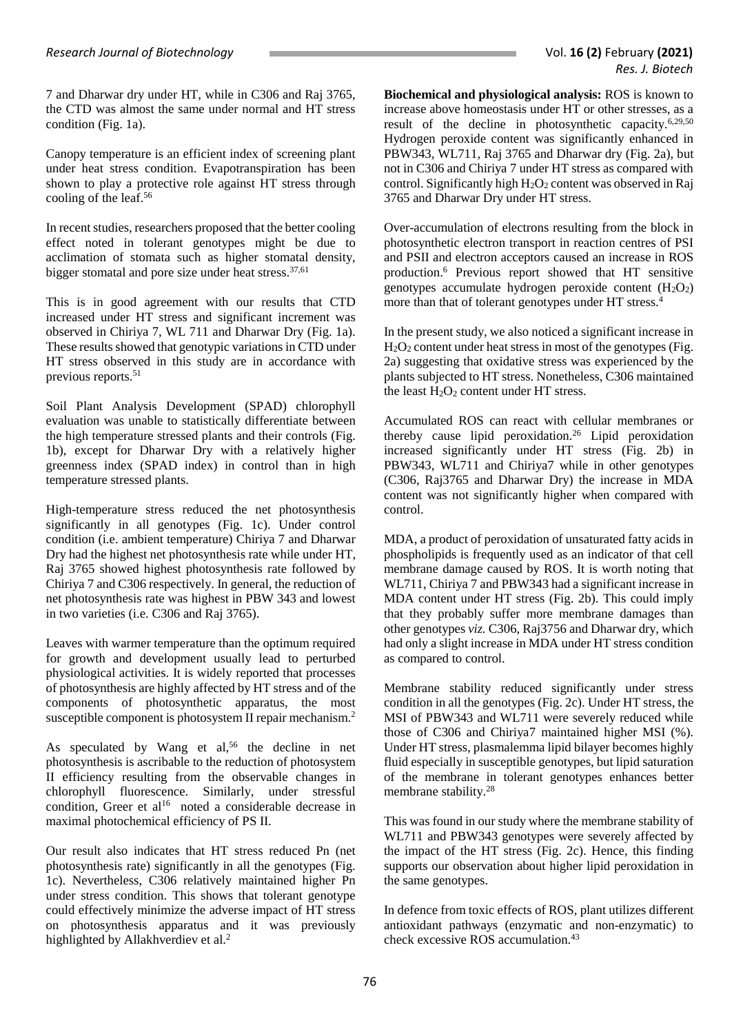7 and Dharwar dry under HT, while in C306 and Raj 3765, the CTD was almost the same under normal and HT stress condition (Fig. 1a).

Canopy temperature is an efficient index of screening plant under heat stress condition. Evapotranspiration has been shown to play a protective role against HT stress through cooling of the leaf.[56]

In recent studies, researchers proposed that the better cooling effect noted in tolerant genotypes might be due to acclimation of stomata such as higher stomatal density, bigger stomatal and pore size under heat stress.[37,61]

This is in good agreement with our results that CTD increased under HT stress and significant increment was observed in Chiriya 7, WL 711 and Dharwar Dry (Fig. 1a). These results showed that genotypic variations in CTD under HT stress observed in this study are in accordance with previous reports.[51]

Soil Plant Analysis Development (SPAD) chlorophyll evaluation was unable to statistically differentiate between the high temperature stressed plants and their controls (Fig. 1b), except for Dharwar Dry with a relatively higher greenness index (SPAD index) in control than in high temperature stressed plants.

High-temperature stress reduced the net photosynthesis significantly in all genotypes (Fig. 1c). Under control condition (i.e. ambient temperature) Chiriya 7 and Dharwar Dry had the highest net photosynthesis rate while under HT, Raj 3765 showed highest photosynthesis rate followed by Chiriya 7 and C306 respectively. In general, the reduction of net photosynthesis rate was highest in PBW 343 and lowest in two varieties (i.e. C306 and Raj 3765).

Leaves with warmer temperature than the optimum required for growth and development usually lead to perturbed physiological activities. It is widely reported that processes of photosynthesis are highly affected by HT stress and of the components of photosynthetic apparatus, the most susceptible component is photosystem II repair mechanism.[2]

As speculated by Wang et al,[56] the decline in net photosynthesis is ascribable to the reduction of photosystem II efficiency resulting from the observable changes in chlorophyll fluorescence. Similarly, under stressful condition, Greer et al[16] noted a considerable decrease in maximal photochemical efficiency of PS II.

Our result also indicates that HT stress reduced Pn (net photosynthesis rate) significantly in all the genotypes (Fig. 1c). Nevertheless, C306 relatively maintained higher Pn under stress condition. This shows that tolerant genotype could effectively minimize the adverse impact of HT stress on photosynthesis apparatus and it was previously highlighted by Allakhverdiev et al.[2]

**Biochemical and physiological analysis:** ROS is known to increase above homeostasis under HT or other stresses, as a result of the decline in photosynthetic capacity.[6,29,50] Hydrogen peroxide content was significantly enhanced in PBW343, WL711, Raj 3765 and Dharwar dry (Fig. 2a), but not in C306 and Chiriya 7 under HT stress as compared with control. Significantly high $H_2O_2$ content was observed in Raj 3765 and Dharwar Dry under HT stress.

Over-accumulation of electrons resulting from the block in photosynthetic electron transport in reaction centres of PSI and PSII and electron acceptors caused an increase in ROS production.[6] Previous report showed that HT sensitive genotypes accumulate hydrogen peroxide content ($H_2O_2$) more than that of tolerant genotypes under HT stress.[4]

In the present study, we also noticed a significant increase in $H_2O_2$ content under heat stress in most of the genotypes (Fig. 2a) suggesting that oxidative stress was experienced by the plants subjected to HT stress. Nonetheless, C306 maintained the least $H_2O_2$ content under HT stress.

Accumulated ROS can react with cellular membranes or thereby cause lipid peroxidation.[26] Lipid peroxidation increased significantly under HT stress (Fig. 2b) in PBW343, WL711 and Chiriya7 while in other genotypes (C306, Raj3765 and Dharwar Dry) the increase in MDA content was not significantly higher when compared with control.

MDA, a product of peroxidation of unsaturated fatty acids in phospholipids is frequently used as an indicator of that cell membrane damage caused by ROS. It is worth noting that WL711, Chiriya 7 and PBW343 had a significant increase in MDA content under HT stress (Fig. 2b). This could imply that they probably suffer more membrane damages than other genotypes *viz.* C306, Raj3756 and Dharwar dry, which had only a slight increase in MDA under HT stress condition as compared to control.

Membrane stability reduced significantly under stress condition in all the genotypes (Fig. 2c). Under HT stress, the MSI of PBW343 and WL711 were severely reduced while those of C306 and Chiriya7 maintained higher MSI (%). Under HT stress, plasmalemma lipid bilayer becomes highly fluid especially in susceptible genotypes, but lipid saturation of the membrane in tolerant genotypes enhances better membrane stability.[28]

This was found in our study where the membrane stability of WL711 and PBW343 genotypes were severely affected by the impact of the HT stress (Fig. 2c). Hence, this finding supports our observation about higher lipid peroxidation in the same genotypes.

In defence from toxic effects of ROS, plant utilizes different antioxidant pathways (enzymatic and non-enzymatic) to check excessive ROS accumulation.[43]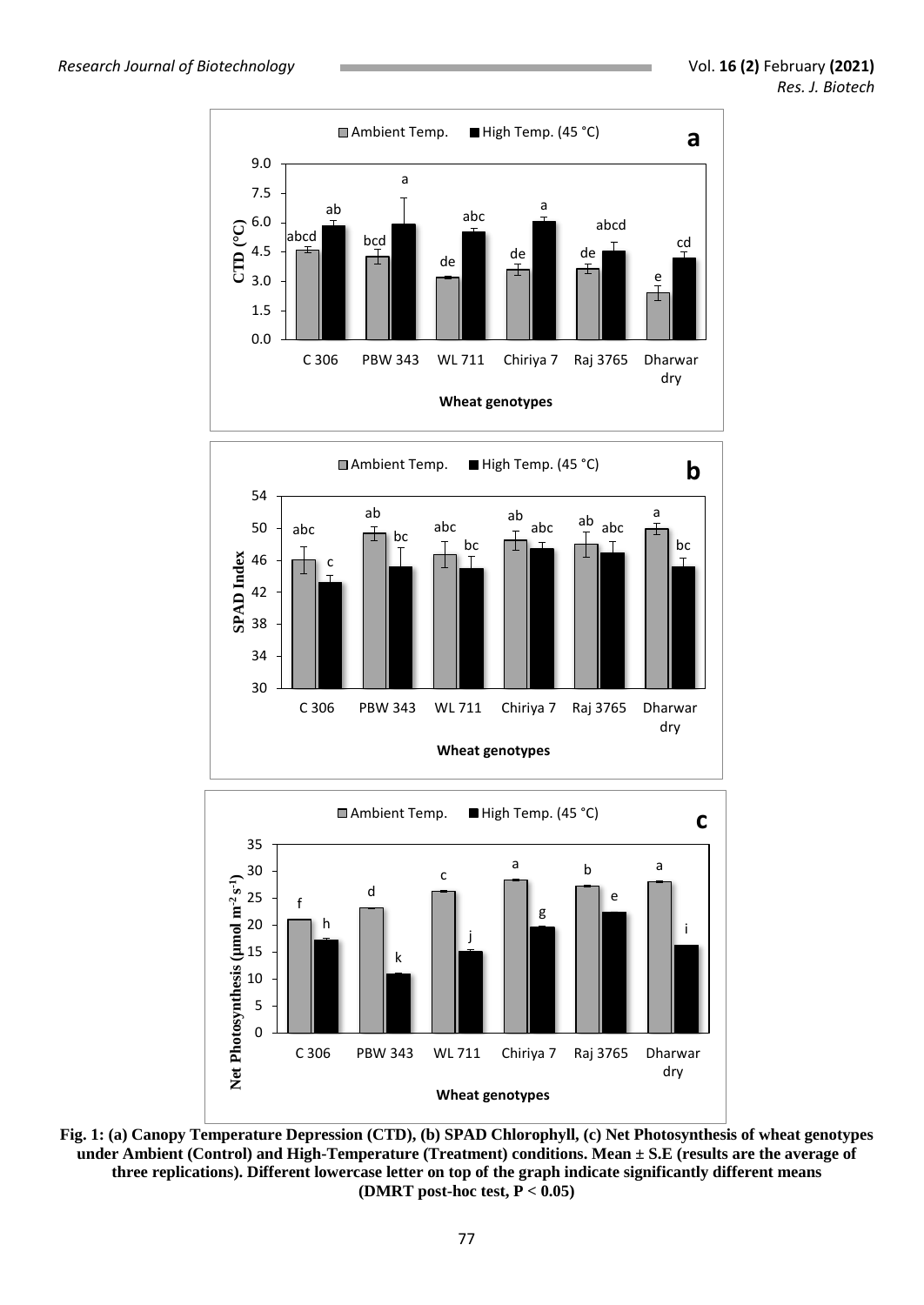**Fig. 1: (a) Canopy Temperature Depression (CTD), (b) SPAD Chlorophyll, (c) Net Photosynthesis of wheat genotypes under Ambient (Control) and High-Temperature (Treatment) conditions. Mean ± S.E (results are the average of three replications). Different lowercase letter on top of the graph indicate significantly different means (DMRT post-hoc test, $P < 0.05$)**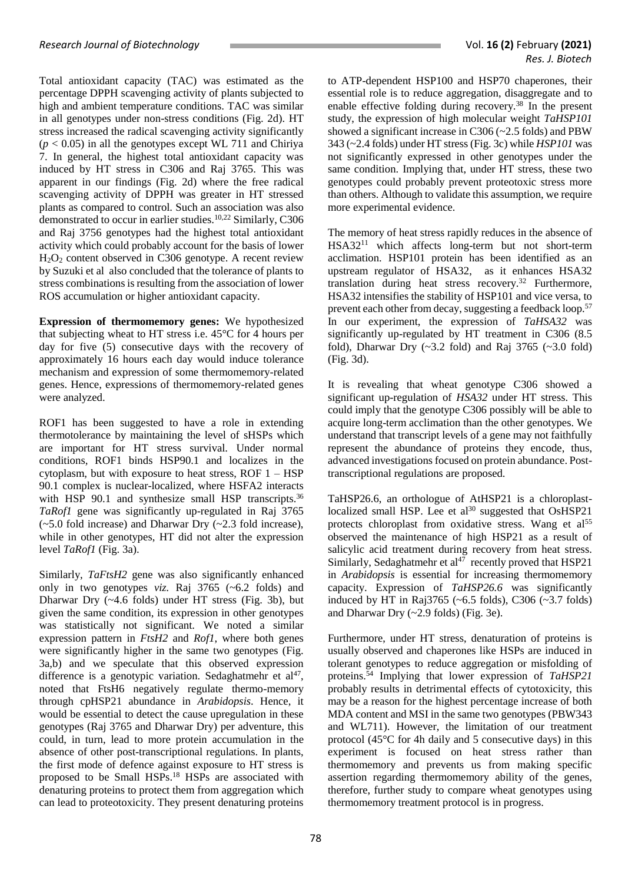Total antioxidant capacity (TAC) was estimated as the percentage DPPH scavenging activity of plants subjected to high and ambient temperature conditions. TAC was similar in all genotypes under non-stress conditions (Fig. 2d). HT stress increased the radical scavenging activity significantly ($p < 0.05$) in all the genotypes except WL 711 and Chiriya 7. In general, the highest total antioxidant capacity was induced by HT stress in C306 and Raj 3765. This was apparent in our findings (Fig. 2d) where the free radical scavenging activity of DPPH was greater in HT stressed plants as compared to control. Such an association was also demonstrated to occur in earlier studies.[10,22] Similarly, C306 and Raj 3756 genotypes had the highest total antioxidant activity which could probably account for the basis of lower $H_2O_2$ content observed in C306 genotype. A recent review by Suzuki et al also concluded that the tolerance of plants to stress combinations is resulting from the association of lower ROS accumulation or higher antioxidant capacity.

**Expression of thermomemory genes:** We hypothesized that subjecting wheat to HT stress i.e. 45°C for 4 hours per day for five (5) consecutive days with the recovery of approximately 16 hours each day would induce tolerance mechanism and expression of some thermomemory-related genes. Hence, expressions of thermomemory-related genes were analyzed.

ROF1 has been suggested to have a role in extending thermotolerance by maintaining the level of sHSPs which are important for HT stress survival. Under normal conditions, ROF1 binds HSP90.1 and localizes in the cytoplasm, but with exposure to heat stress, ROF 1 – HSP 90.1 complex is nuclear-localized, where HSFA2 interacts with HSP 90.1 and synthesize small HSP transcripts.[36] *TaRof1* gene was significantly up-regulated in Raj 3765 (~5.0 fold increase) and Dharwar Dry (~2.3 fold increase), while in other genotypes, HT did not alter the expression level *TaRof1* (Fig. 3a).

Similarly, *TaFtsH2* gene was also significantly enhanced only in two genotypes *viz.* Raj 3765 (~6.2 folds) and Dharwar Dry (~4.6 folds) under HT stress (Fig. 3b), but given the same condition, its expression in other genotypes was statistically not significant. We noted a similar expression pattern in *FtsH2* and *Rof1*, where both genes were significantly higher in the same two genotypes (Fig. 3a,b) and we speculate that this observed expression difference is a genotypic variation. Sedaghatmehr et al[47], noted that FtsH6 negatively regulate thermo-memory through cpHSP21 abundance in *Arabidopsis*. Hence, it would be essential to detect the cause upregulation in these genotypes (Raj 3765 and Dharwar Dry) per adventure, this could, in turn, lead to more protein accumulation in the absence of other post-transcriptional regulations. In plants, the first mode of defence against exposure to HT stress is proposed to be Small HSPs.[18] HSPs are associated with denaturing proteins to protect them from aggregation which can lead to proteotoxicity. They present denaturing proteins to ATP-dependent HSP100 and HSP70 chaperones, their essential role is to reduce aggregation, disaggregate and to enable effective folding during recovery.[38] In the present study, the expression of high molecular weight *TaHSP101* showed a significant increase in C306 (~2.5 folds) and PBW 343 (~2.4 folds) under HT stress (Fig. 3c) while *HSP101* was not significantly expressed in other genotypes under the same condition. Implying that, under HT stress, these two genotypes could probably prevent proteotoxic stress more than others. Although to validate this assumption, we require more experimental evidence.

The memory of heat stress rapidly reduces in the absence of HSA32[11] which affects long-term but not short-term acclimation. HSP101 protein has been identified as an upstream regulator of HSA32, as it enhances HSA32 translation during heat stress recovery.[32] Furthermore, HSA32 intensifies the stability of HSP101 and vice versa, to prevent each other from decay, suggesting a feedback loop.[57] In our experiment, the expression of *TaHSA32* was significantly up-regulated by HT treatment in C306 (8.5 fold), Dharwar Dry (~3.2 fold) and Raj 3765 (~3.0 fold) (Fig. 3d).

It is revealing that wheat genotype C306 showed a significant up-regulation of *HSA32* under HT stress. This could imply that the genotype C306 possibly will be able to acquire long-term acclimation than the other genotypes. We understand that transcript levels of a gene may not faithfully represent the abundance of proteins they encode, thus, advanced investigations focused on protein abundance. Post-transcriptional regulations are proposed.

TaHSP26.6, an orthologue of AtHSP21 is a chloroplast-localized small HSP. Lee et al[30] suggested that OsHSP21 protects chloroplast from oxidative stress. Wang et al[55] observed the maintenance of high HSP21 as a result of salicylic acid treatment during recovery from heat stress. Similarly, Sedaghatmehr et al[47] recently proved that HSP21 in *Arabidopsis* is essential for increasing thermomemory capacity. Expression of *TaHSP26.6* was significantly induced by HT in Raj3765 (~6.5 folds), C306 (~3.7 folds) and Dharwar Dry (~2.9 folds) (Fig. 3e).

Furthermore, under HT stress, denaturation of proteins is usually observed and chaperones like HSPs are induced in tolerant genotypes to reduce aggregation or misfolding of proteins.[54] Implying that lower expression of *TaHSP21* probably results in detrimental effects of cytotoxicity, this may be a reason for the highest percentage increase of both MDA content and MSI in the same two genotypes (PBW343 and WL711). However, the limitation of our treatment protocol (45°C for 4h daily and 5 consecutive days) in this experiment is focused on heat stress rather than thermomemory and prevents us from making specific assertion regarding thermomemory ability of the genes, therefore, further study to compare wheat genotypes using thermomemory treatment protocol is in progress.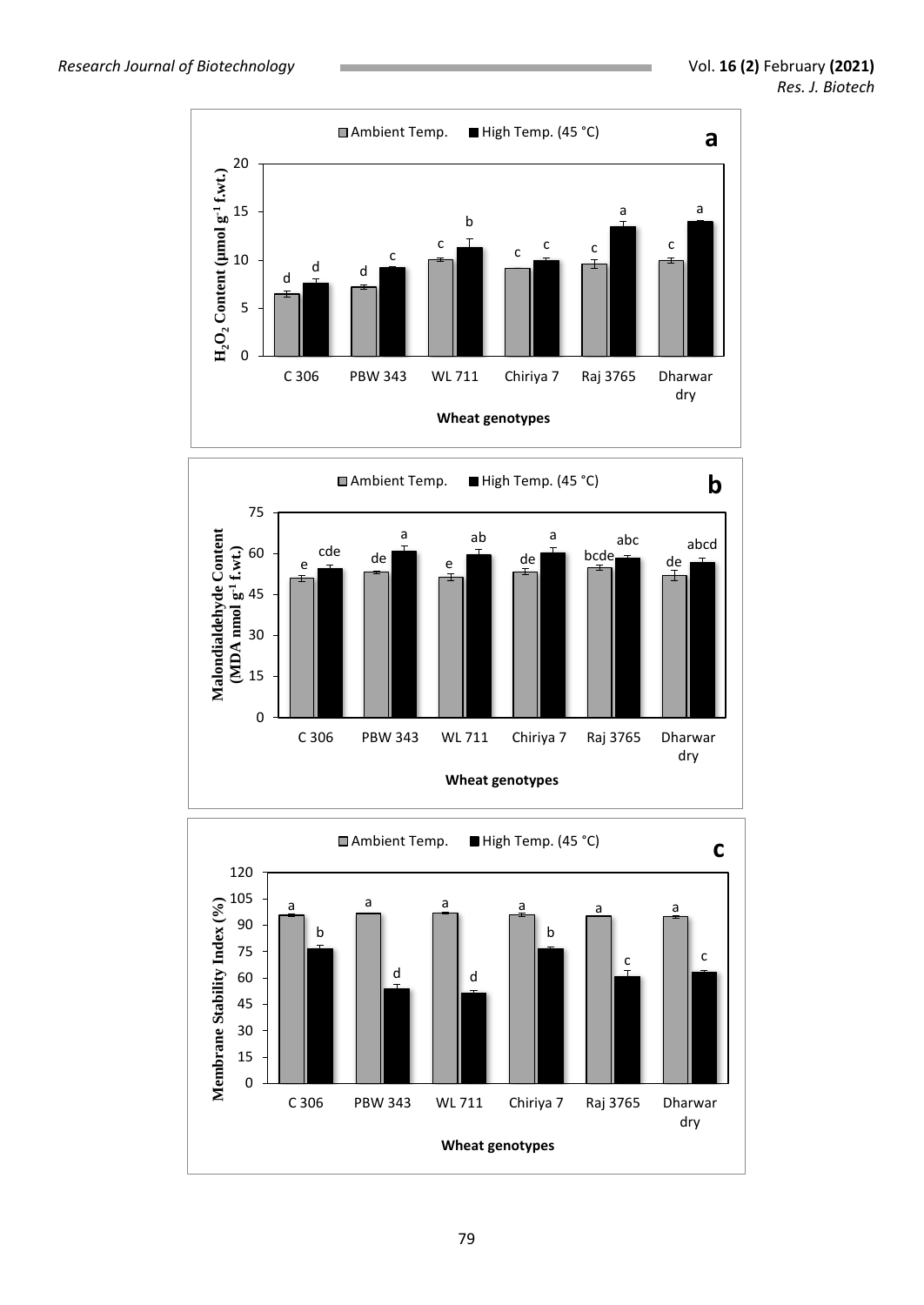Ambient Temp. | High Temp. (45 °C)

**a**

$H_2O_2$ Content (µmol $g^{-1}$ f.wt.)

| Wheat genotypes | C 306 | PBW 343 | WL 711 | Chiriya 7 | Raj 3765 | Dharwar dry |
|---|---|---|---|---|---|---|
| Ambient Temp. | d | d | c | c | c | c |
| High Temp. (45 °C) | d | c | b | c | a | a |

Ambient Temp. | High Temp. (45 °C)

**b**

Malondialdehyde Content (MDA nmol $g^{-1}$ f.wt.)

| Wheat genotypes | C 306 | PBW 343 | WL 711 | Chiriya 7 | Raj 3765 | Dharwar dry |
|---|---|---|---|---|---|---|
| Ambient Temp. | e | de | e | de | bcde | de |
| High Temp. (45 °C) | cde | a | ab | a | abc | abcd |

Ambient Temp. | High Temp. (45 °C)

**c**

Membrane Stability Index (%)

| Wheat genotypes | C 306 | PBW 343 | WL 711 | Chiriya 7 | Raj 3765 | Dharwar dry |
|---|---|---|---|---|---|---|
| Ambient Temp. | a | a | a | a | a | a |
| High Temp. (45 °C) | b | d | d | b | c | c |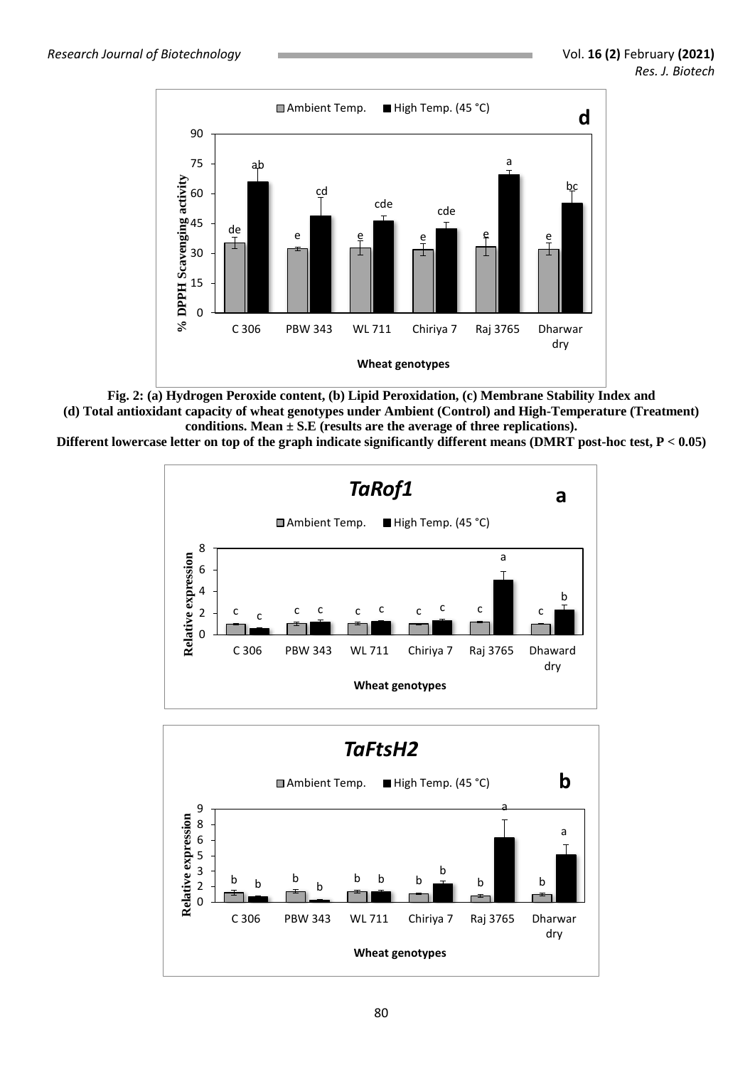Fig. 2: (a) Hydrogen Peroxide content, (b) Lipid Peroxidation, (c) Membrane Stability Index and (d) Total antioxidant capacity of wheat genotypes under Ambient (Control) and High-Temperature (Treatment) conditions. Mean ± S.E (results are the average of three replications). Different lowercase letter on top of the graph indicate significantly different means (DMRT post-hoc test, P < 0.05)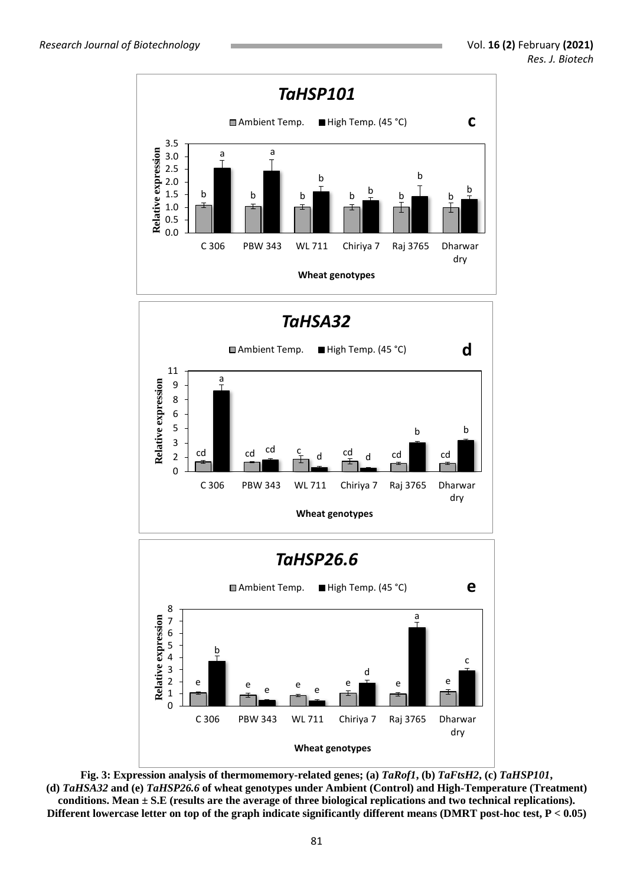**Fig. 3: Expression analysis of thermomemory-related genes; (a) *TaRof1*, (b) *TaFtsH2*, (c) *TaHSP101*, (d) *TaHSA32* and (e) *TaHSP26.6* of wheat genotypes under Ambient (Control) and High-Temperature (Treatment) conditions. Mean ± S.E (results are the average of three biological replications and two technical replications). Different lowercase letter on top of the graph indicate significantly different means (DMRT post-hoc test, $P < 0.05$)**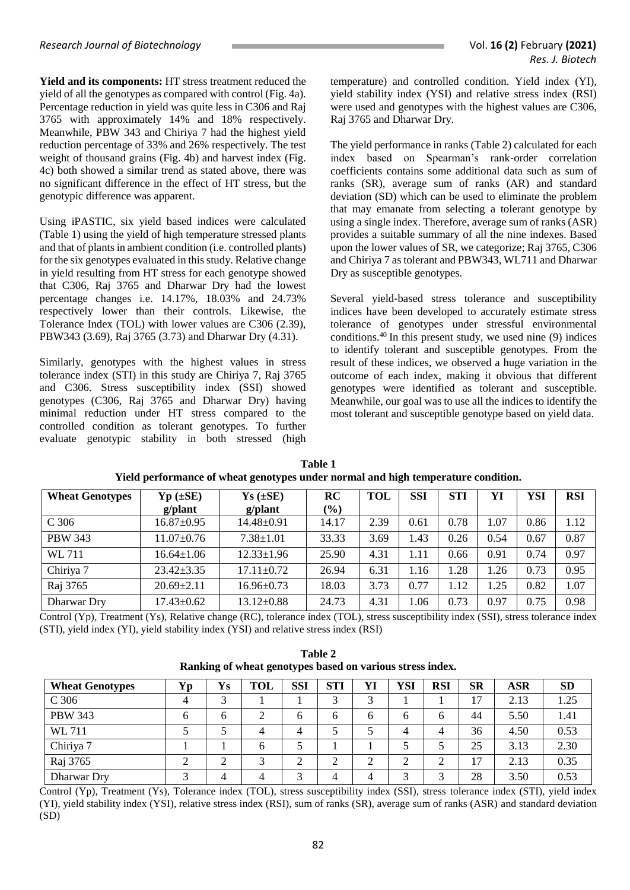**Yield and its components:** HT stress treatment reduced the yield of all the genotypes as compared with control (Fig. 4a). Percentage reduction in yield was quite less in C306 and Raj 3765 with approximately 14% and 18% respectively. Meanwhile, PBW 343 and Chiriya 7 had the highest yield reduction percentage of 33% and 26% respectively. The test weight of thousand grains (Fig. 4b) and harvest index (Fig. 4c) both showed a similar trend as stated above, there was no significant difference in the effect of HT stress, but the genotypic difference was apparent.

Using iPASTIC, six yield based indices were calculated (Table 1) using the yield of high temperature stressed plants and that of plants in ambient condition (i.e. controlled plants) for the six genotypes evaluated in this study. Relative change in yield resulting from HT stress for each genotype showed that C306, Raj 3765 and Dharwar Dry had the lowest percentage changes i.e. 14.17%, 18.03% and 24.73% respectively lower than their controls. Likewise, the Tolerance Index (TOL) with lower values are C306 (2.39), PBW343 (3.69), Raj 3765 (3.73) and Dharwar Dry (4.31).

Similarly, genotypes with the highest values in stress tolerance index (STI) in this study are Chiriya 7, Raj 3765 and C306. Stress susceptibility index (SSI) showed genotypes (C306, Raj 3765 and Dharwar Dry) having minimal reduction under HT stress compared to the controlled condition as tolerant genotypes. To further evaluate genotypic stability in both stressed (high temperature) and controlled condition. Yield index (YI), yield stability index (YSI) and relative stress index (RSI) were used and genotypes with the highest values are C306, Raj 3765 and Dharwar Dry.

The yield performance in ranks (Table 2) calculated for each index based on Spearman's rank-order correlation coefficients contains some additional data such as sum of ranks (SR), average sum of ranks (AR) and standard deviation (SD) which can be used to eliminate the problem that may emanate from selecting a tolerant genotype by using a single index. Therefore, average sum of ranks (ASR) provides a suitable summary of all the nine indexes. Based upon the lower values of SR, we categorize; Raj 3765, C306 and Chiriya 7 as tolerant and PBW343, WL711 and Dharwar Dry as susceptible genotypes.

Several yield-based stress tolerance and susceptibility indices have been developed to accurately estimate stress tolerance of genotypes under stressful environmental conditions.[40] In this present study, we used nine (9) indices to identify tolerant and susceptible genotypes. From the result of these indices, we observed a huge variation in the outcome of each index, making it obvious that different genotypes were identified as tolerant and susceptible. Meanwhile, our goal was to use all the indices to identify the most tolerant and susceptible genotype based on yield data.

**Table 1**
**Yield performance of wheat genotypes under normal and high temperature condition.**

| Wheat Genotypes | Yp (±SE) g/plant | Ys (±SE) g/plant | RC (%) | TOL | SSI | STI | YI | YSI | RSI |
|---|---|---|---|---|---|---|---|---|---|
| C 306 | 16.87±0.95 | 14.48±0.91 | 14.17 | 2.39 | 0.61 | 0.78 | 1.07 | 0.86 | 1.12 |
| PBW 343 | 11.07±0.76 | 7.38±1.01 | 33.33 | 3.69 | 1.43 | 0.26 | 0.54 | 0.67 | 0.87 |
| WL 711 | 16.64±1.06 | 12.33±1.96 | 25.90 | 4.31 | 1.11 | 0.66 | 0.91 | 0.74 | 0.97 |
| Chiriya 7 | 23.42±3.35 | 17.11±0.72 | 26.94 | 6.31 | 1.16 | 1.28 | 1.26 | 0.73 | 0.95 |
| Raj 3765 | 20.69±2.11 | 16.96±0.73 | 18.03 | 3.73 | 0.77 | 1.12 | 1.25 | 0.82 | 1.07 |
| Dharwar Dry | 17.43±0.62 | 13.12±0.88 | 24.73 | 4.31 | 1.06 | 0.73 | 0.97 | 0.75 | 0.98 |

Control (Yp), Treatment (Ys), Relative change (RC), tolerance index (TOL), stress susceptibility index (SSI), stress tolerance index (STI), yield index (YI), yield stability index (YSI) and relative stress index (RSI)

**Table 2**
**Ranking of wheat genotypes based on various stress index.**

| Wheat Genotypes | Yp | Ys | TOL | SSI | STI | YI | YSI | RSI | SR | ASR | SD |
|---|---|---|---|---|---|---|---|---|---|---|---|
| C 306 | 4 | 3 | 1 | 1 | 3 | 3 | 1 | 1 | 17 | 2.13 | 1.25 |
| PBW 343 | 6 | 6 | 2 | 6 | 6 | 6 | 6 | 6 | 44 | 5.50 | 1.41 |
| WL 711 | 5 | 5 | 4 | 4 | 5 | 5 | 4 | 4 | 36 | 4.50 | 0.53 |
| Chiriya 7 | 1 | 1 | 6 | 5 | 1 | 1 | 5 | 5 | 25 | 3.13 | 2.30 |
| Raj 3765 | 2 | 2 | 3 | 2 | 2 | 2 | 2 | 2 | 17 | 2.13 | 0.35 |
| Dharwar Dry | 3 | 4 | 4 | 3 | 4 | 4 | 3 | 3 | 28 | 3.50 | 0.53 |

Control (Yp), Treatment (Ys), Tolerance index (TOL), stress susceptibility index (SSI), stress tolerance index (STI), yield index (YI), yield stability index (YSI), relative stress index (RSI), sum of ranks (SR), average sum of ranks (ASR) and standard deviation (SD)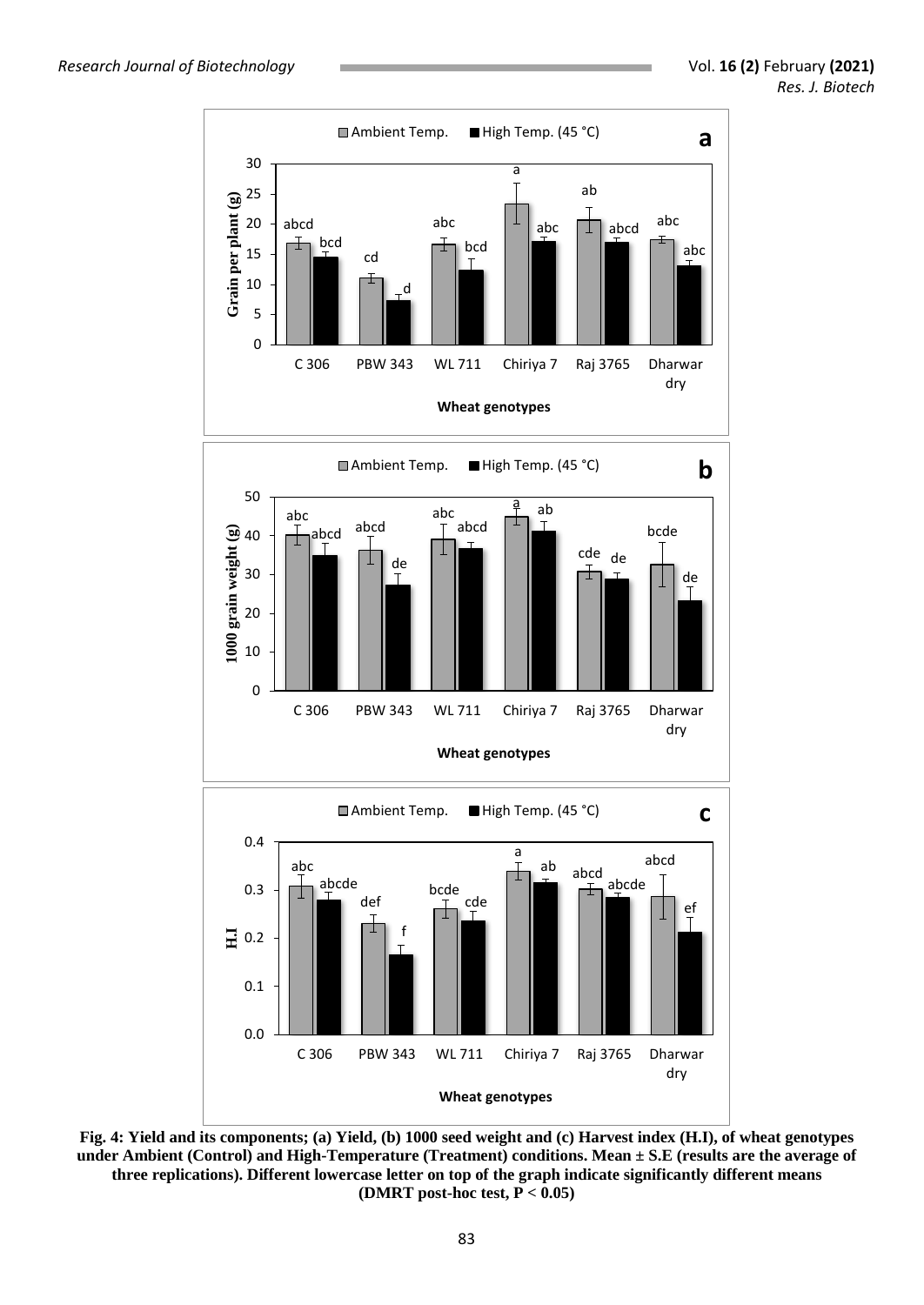Fig. 4: Yield and its components; (a) Yield, (b) 1000 seed weight and (c) Harvest index (H.I), of wheat genotypes under Ambient (Control) and High-Temperature (Treatment) conditions. Mean ± S.E (results are the average of three replications). Different lowercase letter on top of the graph indicate significantly different means (DMRT post-hoc test, $P < 0.05$)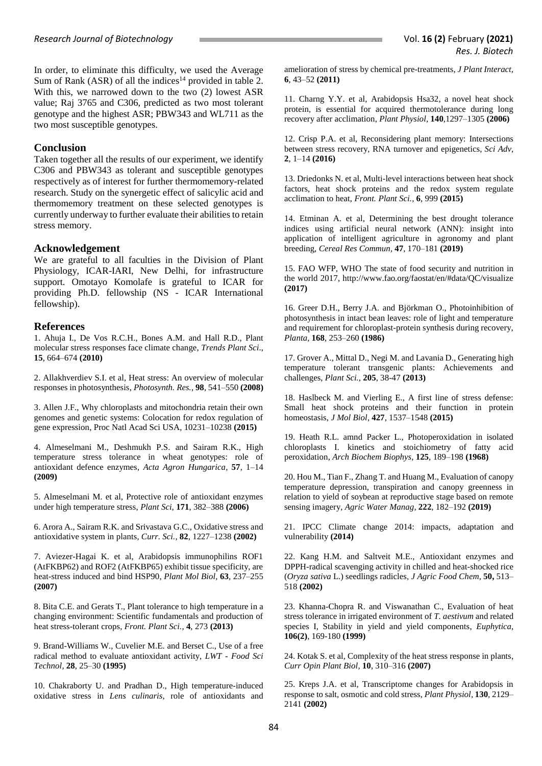In order, to eliminate this difficulty, we used the Average Sum of Rank (ASR) of all the indices[14] provided in table 2. With this, we narrowed down to the two (2) lowest ASR value; Raj 3765 and C306, predicted as two most tolerant genotype and the highest ASR; PBW343 and WL711 as the two most susceptible genotypes.

## Conclusion

Taken together all the results of our experiment, we identify C306 and PBW343 as tolerant and susceptible genotypes respectively as of interest for further thermomemory-related research. Study on the synergetic effect of salicylic acid and thermomemory treatment on these selected genotypes is currently underway to further evaluate their abilities to retain stress memory.

## Acknowledgement

We are grateful to all faculties in the Division of Plant Physiology, ICAR-IARI, New Delhi, for infrastructure support. Omotayo Komolafe is grateful to ICAR for providing Ph.D. fellowship (NS - ICAR International fellowship).

## References

1. Ahuja I., De Vos R.C.H., Bones A.M. and Hall R.D., Plant molecular stress responses face climate change, *Trends Plant Sci*., **15**, 664–674 **(2010)**

2. Allakhverdiev S.I. et al, Heat stress: An overview of molecular responses in photosynthesis, *Photosynth. Res.*, **98**, 541–550 **(2008)**

3. Allen J.F., Why chloroplasts and mitochondria retain their own genomes and genetic systems: Colocation for redox regulation of gene expression, Proc Natl Acad Sci USA, 10231–10238 **(2015)**

4. Almeselmani M., Deshmukh P.S. and Sairam R.K., High temperature stress tolerance in wheat genotypes: role of antioxidant defence enzymes, *Acta Agron Hungarica*, **57**, 1–14 **(2009)**

5. Almeselmani M. et al, Protective role of antioxidant enzymes under high temperature stress, *Plant Sci*, **171**, 382–388 **(2006)**

6. Arora A., Sairam R.K. and Srivastava G.C., Oxidative stress and antioxidative system in plants, *Curr. Sci.*, **82**, 1227–1238 **(2002)**

7. Aviezer-Hagai K. et al, Arabidopsis immunophilins ROF1 (AtFKBP62) and ROF2 (AtFKBP65) exhibit tissue specificity, are heat-stress induced and bind HSP90, *Plant Mol Biol*, **63**, 237–255 **(2007)**

8. Bita C.E. and Gerats T., Plant tolerance to high temperature in a changing environment: Scientific fundamentals and production of heat stress-tolerant crops, *Front. Plant Sci.*, **4**, 273 **(2013)**

9. Brand-Williams W., Cuvelier M.E. and Berset C., Use of a free radical method to evaluate antioxidant activity, *LWT - Food Sci Technol*, **28**, 25–30 **(1995)**

10. Chakraborty U. and Pradhan D., High temperature-induced oxidative stress in *Lens culinaris*, role of antioxidants and amelioration of stress by chemical pre-treatments, *J Plant Interact*, **6**, 43–52 **(2011)**

11. Charng Y.Y. et al, Arabidopsis Hsa32, a novel heat shock protein, is essential for acquired thermotolerance during long recovery after acclimation, *Plant Physiol*, **140**,1297–1305 **(2006)**

12. Crisp P.A. et al, Reconsidering plant memory: Intersections between stress recovery, RNA turnover and epigenetics, *Sci Adv*, **2**, 1–14 **(2016)**

13. Driedonks N. et al, Multi-level interactions between heat shock factors, heat shock proteins and the redox system regulate acclimation to heat, *Front. Plant Sci.*, **6**, 999 **(2015)**

14. Etminan A. et al, Determining the best drought tolerance indices using artificial neural network (ANN): insight into application of intelligent agriculture in agronomy and plant breeding, *Cereal Res Commun*, **47**, 170–181 **(2019)**

15. FAO WFP, WHO The state of food security and nutrition in the world 2017, http://www.fao.org/faostat/en/#data/QC/visualize **(2017)**

16. Greer D.H., Berry J.A. and Björkman O., Photoinhibition of photosynthesis in intact bean leaves: role of light and temperature and requirement for chloroplast-protein synthesis during recovery, *Planta*, **168**, 253–260 **(1986)**

17. Grover A., Mittal D., Negi M. and Lavania D., Generating high temperature tolerant transgenic plants: Achievements and challenges, *Plant Sci.*, **205**, 38-47 **(2013)**

18. Haslbeck M. and Vierling E., A first line of stress defense: Small heat shock proteins and their function in protein homeostasis, *J Mol Biol*, **427**, 1537–1548 **(2015)**

19. Heath R.L. amnd Packer L., Photoperoxidation in isolated chloroplasts I. kinetics and stoichiometry of fatty acid peroxidation, *Arch Biochem Biophys*, **125**, 189–198 **(1968)**

20. Hou M., Tian F., Zhang T. and Huang M., Evaluation of canopy temperature depression, transpiration and canopy greenness in relation to yield of soybean at reproductive stage based on remote sensing imagery, *Agric Water Manag*, **222**, 182–192 **(2019)**

21. IPCC Climate change 2014: impacts, adaptation and vulnerability **(2014)**

22. Kang H.M. and Saltveit M.E., Antioxidant enzymes and DPPH-radical scavenging activity in chilled and heat-shocked rice (*Oryza sativa* L.) seedlings radicles, *J Agric Food Chem*, **50,** 513–518 **(2002)**

23. Khanna-Chopra R. and Viswanathan C., Evaluation of heat stress tolerance in irrigated environment of *T. aestivum* and related species I, Stability in yield and yield components, *Euphytica*, **106(2)**, 169-180 **(1999)**

24. Kotak S. et al, Complexity of the heat stress response in plants, *Curr Opin Plant Biol*, **10**, 310–316 **(2007)**

25. Kreps J.A. et al, Transcriptome changes for Arabidopsis in response to salt, osmotic and cold stress, *Plant Physiol*, **130**, 2129–2141 **(2002)**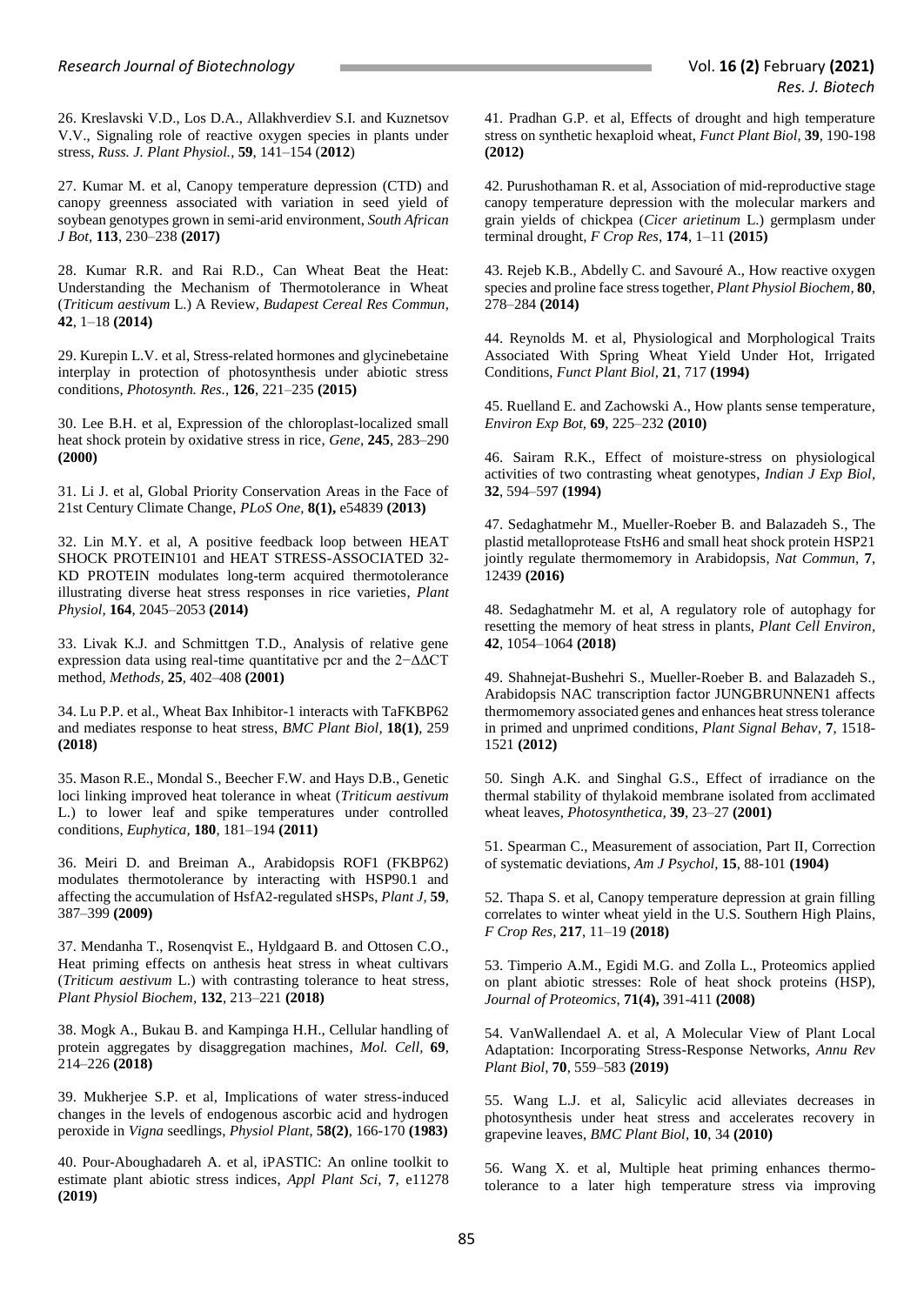26. Kreslavski V.D., Los D.A., Allakhverdiev S.I. and Kuznetsov V.V., Signaling role of reactive oxygen species in plants under stress, *Russ. J. Plant Physiol.*, **59**, 141–154 (**2012**)

27. Kumar M. et al, Canopy temperature depression (CTD) and canopy greenness associated with variation in seed yield of soybean genotypes grown in semi-arid environment, *South African J Bot*, **113**, 230–238 **(2017)**

28. Kumar R.R. and Rai R.D., Can Wheat Beat the Heat: Understanding the Mechanism of Thermotolerance in Wheat (*Triticum aestivum* L.) A Review, *Budapest Cereal Res Commun*, **42**, 1–18 **(2014)**

29. Kurepin L.V. et al, Stress-related hormones and glycinebetaine interplay in protection of photosynthesis under abiotic stress conditions, *Photosynth. Res.*, **126**, 221–235 **(2015)**

30. Lee B.H. et al, Expression of the chloroplast-localized small heat shock protein by oxidative stress in rice, *Gene*, **245**, 283–290 **(2000)**

31. Li J. et al, Global Priority Conservation Areas in the Face of 21st Century Climate Change, *PLoS One*, **8(1),** e54839 **(2013)**

32. Lin M.Y. et al, A positive feedback loop between HEAT SHOCK PROTEIN101 and HEAT STRESS-ASSOCIATED 32-KD PROTEIN modulates long-term acquired thermotolerance illustrating diverse heat stress responses in rice varieties, *Plant Physiol*, **164**, 2045–2053 **(2014)**

33. Livak K.J. and Schmittgen T.D., Analysis of relative gene expression data using real-time quantitative pcr and the 2−ΔΔCT method, *Methods*, **25**, 402–408 **(2001)**

34. Lu P.P. et al., Wheat Bax Inhibitor-1 interacts with TaFKBP62 and mediates response to heat stress, *BMC Plant Biol*, **18(1)**, 259 **(2018)**

35. Mason R.E., Mondal S., Beecher F.W. and Hays D.B., Genetic loci linking improved heat tolerance in wheat (*Triticum aestivum* L.) to lower leaf and spike temperatures under controlled conditions, *Euphytica*, **180**, 181–194 **(2011)**

36. Meiri D. and Breiman A., Arabidopsis ROF1 (FKBP62) modulates thermotolerance by interacting with HSP90.1 and affecting the accumulation of HsfA2-regulated sHSPs, *Plant J*, **59**, 387–399 **(2009)**

37. Mendanha T., Rosenqvist E., Hyldgaard B. and Ottosen C.O., Heat priming effects on anthesis heat stress in wheat cultivars (*Triticum aestivum* L.) with contrasting tolerance to heat stress, *Plant Physiol Biochem*, **132**, 213–221 **(2018)**

38. Mogk A., Bukau B. and Kampinga H.H., Cellular handling of protein aggregates by disaggregation machines, *Mol. Cell*, **69**, 214–226 **(2018)**

39. Mukherjee S.P. et al, Implications of water stress-induced changes in the levels of endogenous ascorbic acid and hydrogen peroxide in *Vigna* seedlings, *Physiol Plant*, **58(2)**, 166-170 **(1983)**

40. Pour-Aboughadareh A. et al, iPASTIC: An online toolkit to estimate plant abiotic stress indices, *Appl Plant Sci*, **7**, e11278 **(2019)**

41. Pradhan G.P. et al, Effects of drought and high temperature stress on synthetic hexaploid wheat, *Funct Plant Biol*, **39**, 190-198 **(2012)**

42. Purushothaman R. et al, Association of mid-reproductive stage canopy temperature depression with the molecular markers and grain yields of chickpea (*Cicer arietinum* L.) germplasm under terminal drought, *F Crop Res*, **174**, 1–11 **(2015)**

43. Rejeb K.B., Abdelly C. and Savouré A., How reactive oxygen species and proline face stress together, *Plant Physiol Biochem*, **80**, 278–284 **(2014)**

44. Reynolds M. et al, Physiological and Morphological Traits Associated With Spring Wheat Yield Under Hot, Irrigated Conditions, *Funct Plant Biol*, **21**, 717 **(1994)**

45. Ruelland E. and Zachowski A., How plants sense temperature, *Environ Exp Bot*, **69**, 225–232 **(2010)**

46. Sairam R.K., Effect of moisture-stress on physiological activities of two contrasting wheat genotypes, *Indian J Exp Biol*, **32**, 594–597 **(1994)**

47. Sedaghatmehr M., Mueller-Roeber B. and Balazadeh S., The plastid metalloprotease FtsH6 and small heat shock protein HSP21 jointly regulate thermomemory in Arabidopsis, *Nat Commun*, **7**, 12439 **(2016)**

48. Sedaghatmehr M. et al, A regulatory role of autophagy for resetting the memory of heat stress in plants, *Plant Cell Environ*, **42**, 1054–1064 **(2018)**

49. Shahnejat-Bushehri S., Mueller-Roeber B. and Balazadeh S., Arabidopsis NAC transcription factor JUNGBRUNNEN1 affects thermomemory associated genes and enhances heat stress tolerance in primed and unprimed conditions, *Plant Signal Behav*, **7**, 1518-1521 **(2012)**

50. Singh A.K. and Singhal G.S., Effect of irradiance on the thermal stability of thylakoid membrane isolated from acclimated wheat leaves, *Photosynthetica*, **39**, 23–27 **(2001)**

51. Spearman C., Measurement of association, Part II, Correction of systematic deviations, *Am J Psychol*, **15**, 88-101 **(1904)**

52. Thapa S. et al, Canopy temperature depression at grain filling correlates to winter wheat yield in the U.S. Southern High Plains, *F Crop Res*, **217**, 11–19 **(2018)**

53. Timperio A.M., Egidi M.G. and Zolla L., Proteomics applied on plant abiotic stresses: Role of heat shock proteins (HSP), *Journal of Proteomics*, **71(4),** 391-411 **(2008)**

54. VanWallendael A. et al, A Molecular View of Plant Local Adaptation: Incorporating Stress-Response Networks, *Annu Rev Plant Biol*, **70**, 559–583 **(2019)**

55. Wang L.J. et al, Salicylic acid alleviates decreases in photosynthesis under heat stress and accelerates recovery in grapevine leaves, *BMC Plant Biol*, **10**, 34 **(2010)**

56. Wang X. et al, Multiple heat priming enhances thermo-tolerance to a later high temperature stress via improving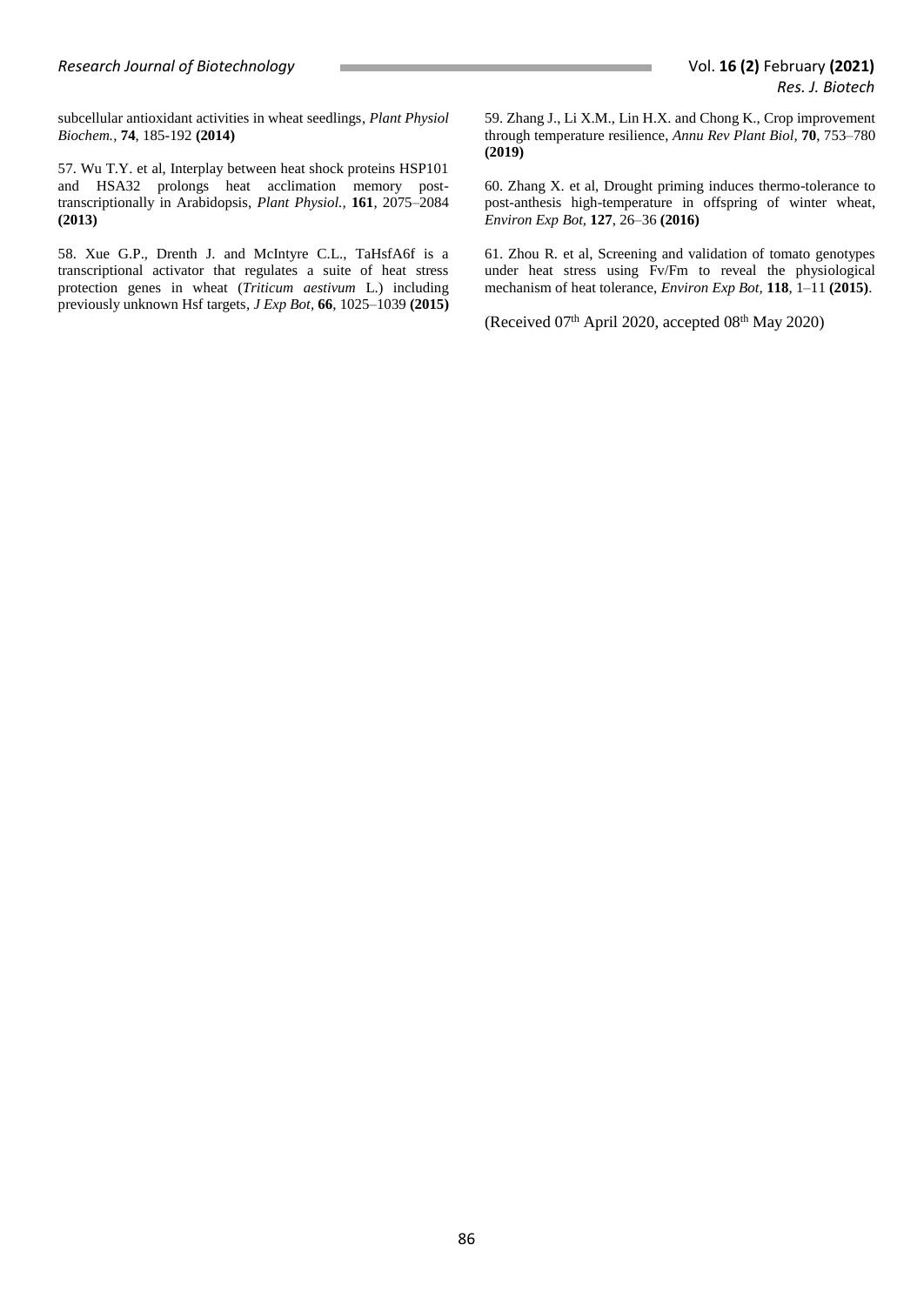subcellular antioxidant activities in wheat seedlings, *Plant Physiol Biochem.*, **74**, 185-192 **(2014)**

57. Wu T.Y. et al, Interplay between heat shock proteins HSP101 and HSA32 prolongs heat acclimation memory post-transcriptionally in Arabidopsis, *Plant Physiol.*, **161**, 2075–2084 **(2013)**

58. Xue G.P., Drenth J. and McIntyre C.L., TaHsfA6f is a transcriptional activator that regulates a suite of heat stress protection genes in wheat (*Triticum aestivum* L.) including previously unknown Hsf targets, *J Exp Bot*, **66**, 1025–1039 **(2015)**

59. Zhang J., Li X.M., Lin H.X. and Chong K., Crop improvement through temperature resilience, *Annu Rev Plant Biol*, **70**, 753–780 **(2019)**

60. Zhang X. et al, Drought priming induces thermo-tolerance to post-anthesis high-temperature in offspring of winter wheat, *Environ Exp Bot*, **127**, 26–36 **(2016)**

61. Zhou R. et al, Screening and validation of tomato genotypes under heat stress using Fv/Fm to reveal the physiological mechanism of heat tolerance, *Environ Exp Bot*, **118**, 1–11 **(2015)**.

(Received 07th April 2020, accepted 08th May 2020)